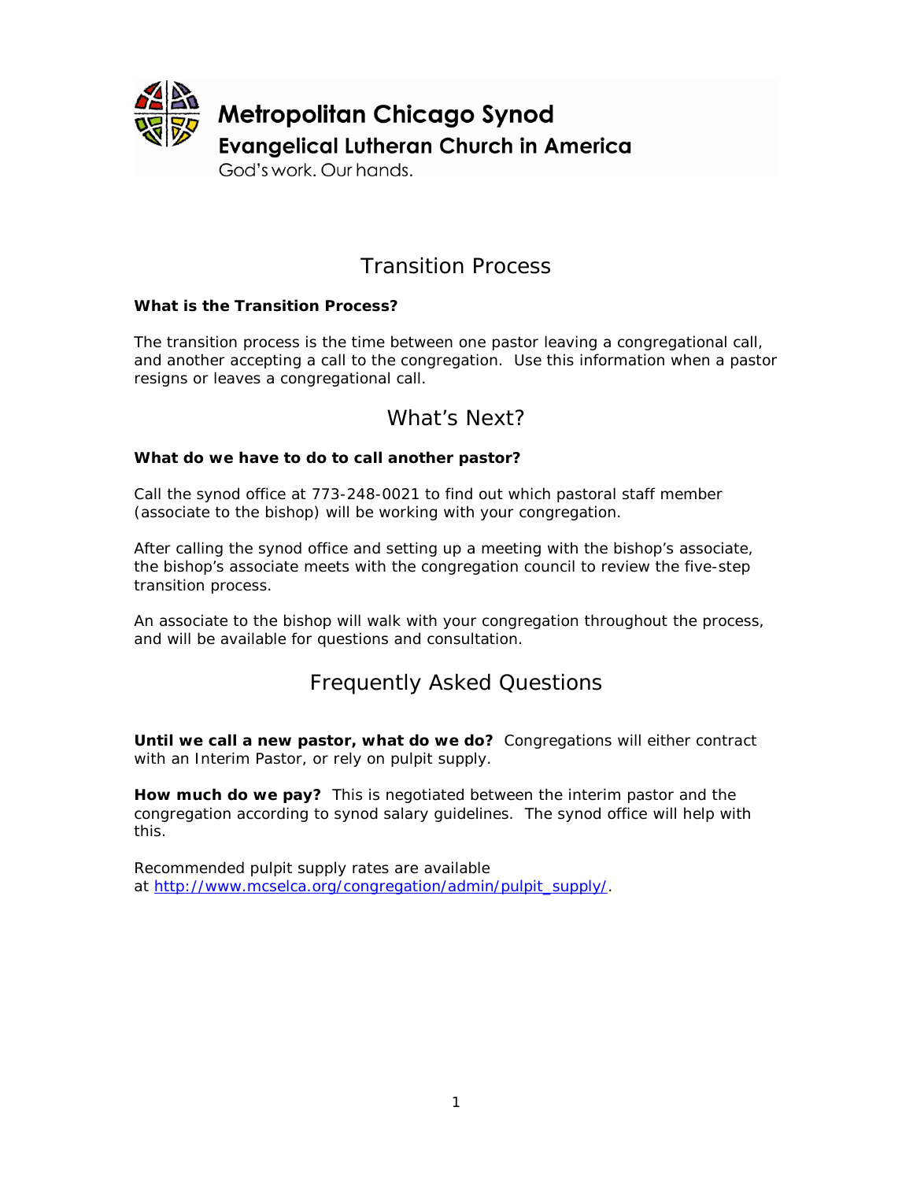**Metropolitan Chicago Synod**
**Evangelical Lutheran Church in America**
God's work. Our hands.

# Transition Process

**What is the Transition Process?**

The transition process is the time between one pastor leaving a congregational call, and another accepting a call to the congregation. Use this information when a pastor resigns or leaves a congregational call.

# What's Next?

**What do we have to do to call another pastor?**

Call the synod office at 773-248-0021 to find out which pastoral staff member (associate to the bishop) will be working with your congregation.

After calling the synod office and setting up a meeting with the bishop's associate, the bishop's associate meets with the congregation council to review the five-step transition process.

An associate to the bishop will walk with your congregation throughout the process, and will be available for questions and consultation.

# Frequently Asked Questions

**Until we call a new pastor, what do we do?** Congregations will either contract with an Interim Pastor, or rely on pulpit supply.

**How much do we pay?** This is negotiated between the interim pastor and the congregation according to synod salary guidelines. The synod office will help with this.

Recommended pulpit supply rates are available at [http://www.mcselca.org/congregation/admin/pulpit_supply/](http://www.mcselca.org/congregation/admin/pulpit_supply/).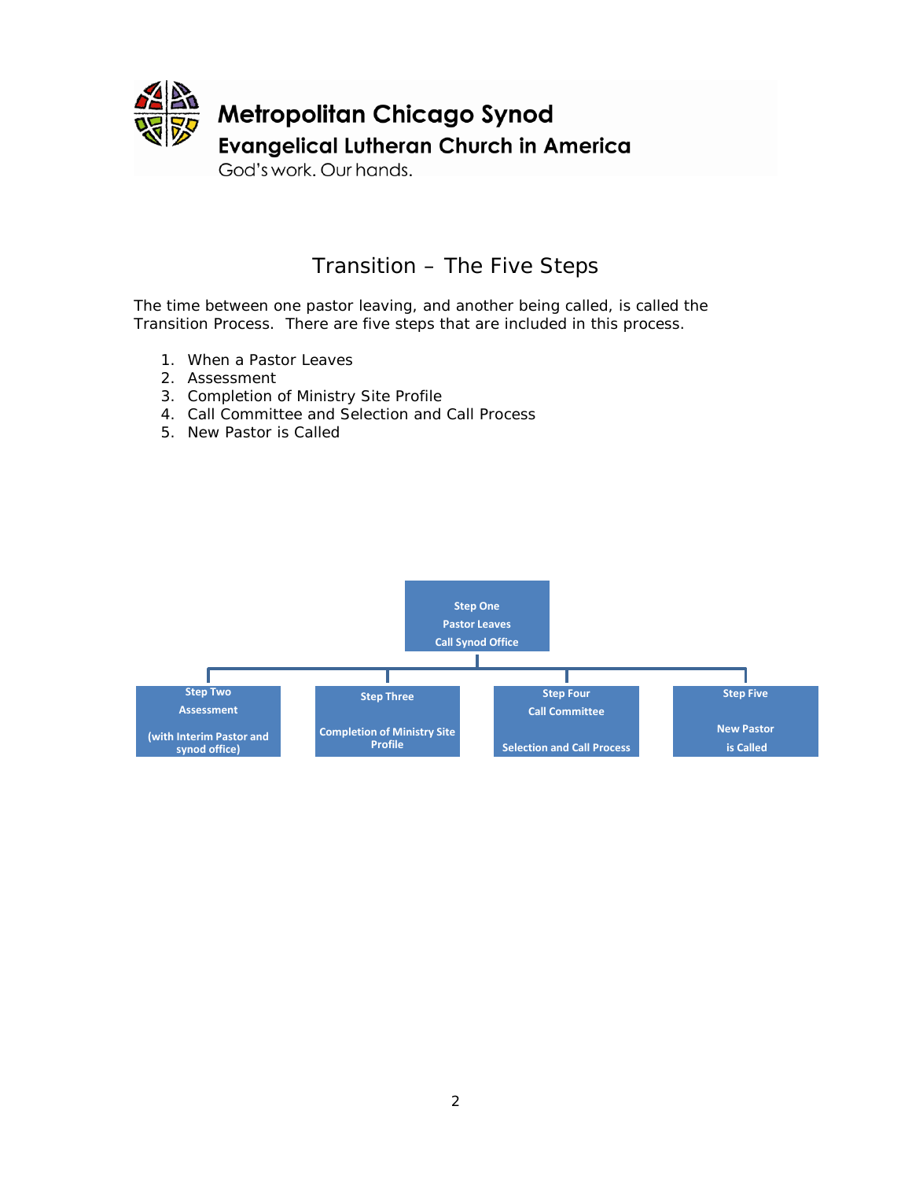Metropolitan Chicago Synod
Evangelical Lutheran Church in America
God's work. Our hands.

# Transition – The Five Steps

The time between one pastor leaving, and another being called, is called the Transition Process. There are five steps that are included in this process.

1. When a Pastor Leaves
2. Assessment
3. Completion of Ministry Site Profile
4. Call Committee and Selection and Call Process
5. New Pastor is Called

**Step One**
**Pastor Leaves**
**Call Synod Office**

**Step Two**
**Assessment**
**(with Interim Pastor and synod office)**

**Step Three**
**Completion of Ministry Site Profile**

**Step Four**
**Call Committee**
**Selection and Call Process**

**Step Five**
**New Pastor is Called**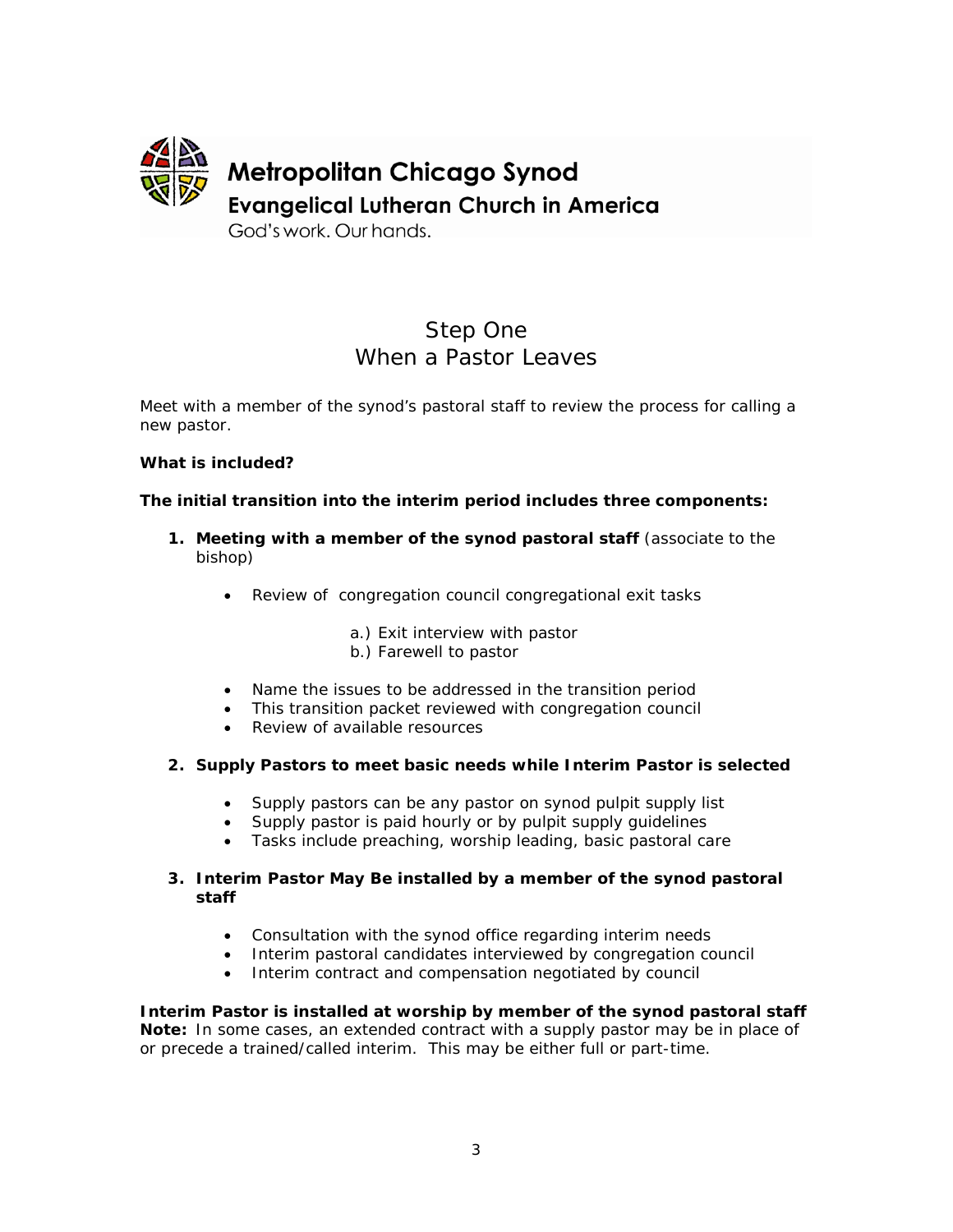**Metropolitan Chicago Synod**
**Evangelical Lutheran Church in America**
God's work. Our hands.

# Step One
# When a Pastor Leaves

Meet with a member of the synod's pastoral staff to review the process for calling a new pastor.

**What is included?**

**The initial transition into the interim period includes three components:**

1. **Meeting with a member of the synod pastoral staff** (associate to the bishop)

   - Review of congregation council congregational exit tasks

     a.) Exit interview with pastor
     b.) Farewell to pastor

   - Name the issues to be addressed in the transition period
   - This transition packet reviewed with congregation council
   - Review of available resources

2. **Supply Pastors to meet basic needs while Interim Pastor is selected**

   - Supply pastors can be any pastor on synod pulpit supply list
   - Supply pastor is paid hourly or by pulpit supply guidelines
   - Tasks include preaching, worship leading, basic pastoral care

3. **Interim Pastor May Be installed by a member of the synod pastoral staff**

   - Consultation with the synod office regarding interim needs
   - Interim pastoral candidates interviewed by congregation council
   - Interim contract and compensation negotiated by council

**Interim Pastor is installed at worship by member of the synod pastoral staff**
**Note:** In some cases, an extended contract with a supply pastor may be in place of or precede a trained/called interim. This may be either full or part-time.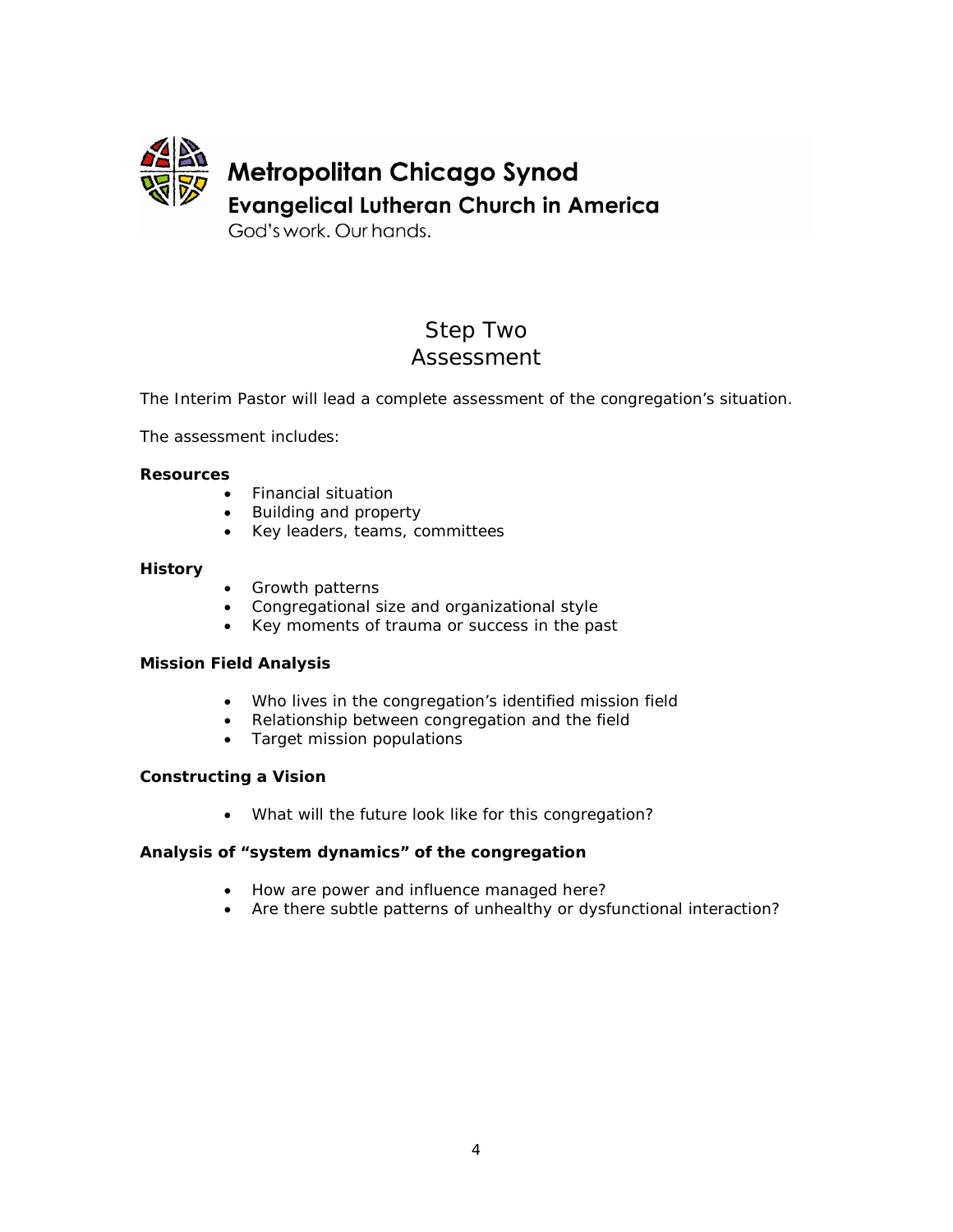Metropolitan Chicago Synod
Evangelical Lutheran Church in America
God's work. Our hands.

# Step Two
# Assessment

The Interim Pastor will lead a complete assessment of the congregation's situation.

The assessment includes:

**Resources**

- Financial situation
- Building and property
- Key leaders, teams, committees

**History**

- Growth patterns
- Congregational size and organizational style
- Key moments of trauma or success in the past

**Mission Field Analysis**

- Who lives in the congregation's identified mission field
- Relationship between congregation and the field
- Target mission populations

**Constructing a Vision**

- What will the future look like for this congregation?

**Analysis of "system dynamics" of the congregation**

- How are power and influence managed here?
- Are there subtle patterns of unhealthy or dysfunctional interaction?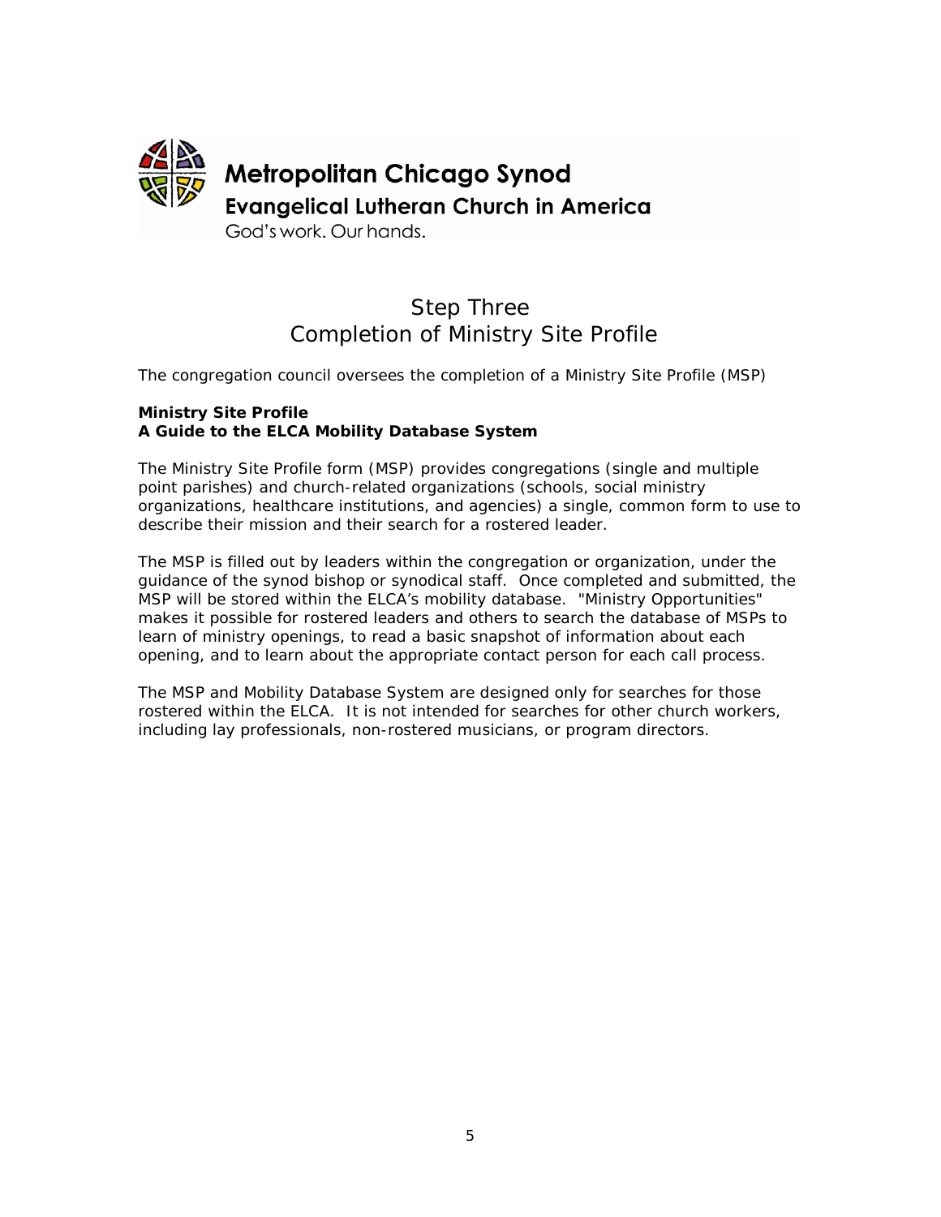Metropolitan Chicago Synod

Evangelical Lutheran Church in America

God's work. Our hands.

# Step Three
# Completion of Ministry Site Profile

The congregation council oversees the completion of a Ministry Site Profile (MSP)

**Ministry Site Profile**
**A Guide to the ELCA Mobility Database System**

The Ministry Site Profile form (MSP) provides congregations (single and multiple point parishes) and church-related organizations (schools, social ministry organizations, healthcare institutions, and agencies) a single, common form to use to describe their mission and their search for a rostered leader.

The MSP is filled out by leaders within the congregation or organization, under the guidance of the synod bishop or synodical staff. Once completed and submitted, the MSP will be stored within the ELCA's mobility database. "Ministry Opportunities" makes it possible for rostered leaders and others to search the database of MSPs to learn of ministry openings, to read a basic snapshot of information about each opening, and to learn about the appropriate contact person for each call process.

The MSP and Mobility Database System are designed only for searches for those rostered within the ELCA. It is not intended for searches for other church workers, including lay professionals, non-rostered musicians, or program directors.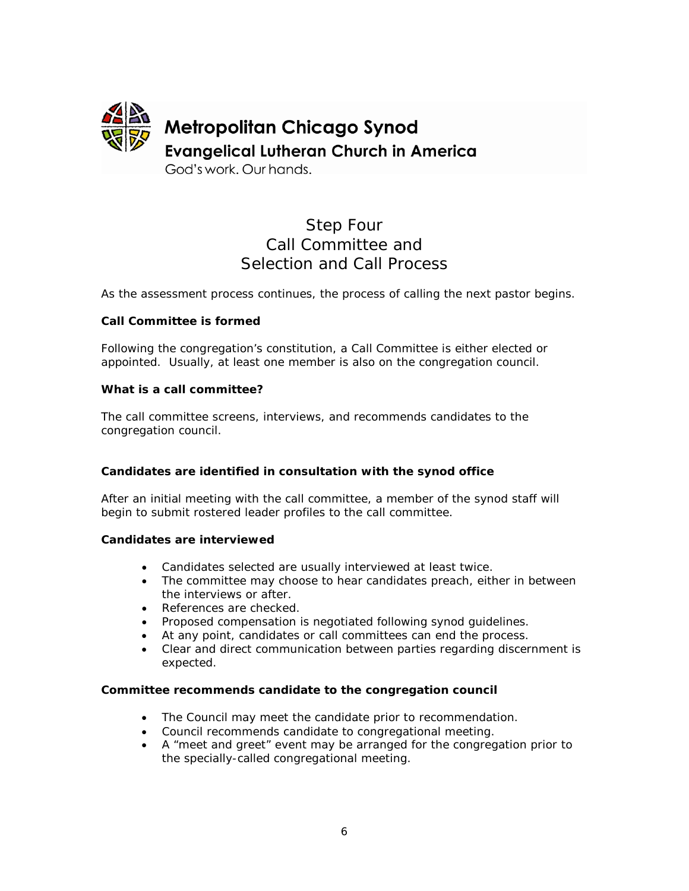Metropolitan Chicago Synod
Evangelical Lutheran Church in America
God's work. Our hands.

# Step Four
# Call Committee and
# Selection and Call Process

As the assessment process continues, the process of calling the next pastor begins.

**Call Committee is formed**

Following the congregation's constitution, a Call Committee is either elected or appointed. Usually, at least one member is also on the congregation council.

**What is a call committee?**

The call committee screens, interviews, and recommends candidates to the congregation council.

**Candidates are identified in consultation with the synod office**

After an initial meeting with the call committee, a member of the synod staff will begin to submit rostered leader profiles to the call committee.

**Candidates are interviewed**

- Candidates selected are usually interviewed at least twice.
- The committee may choose to hear candidates preach, either in between the interviews or after.
- References are checked.
- Proposed compensation is negotiated following synod guidelines.
- At any point, candidates or call committees can end the process.
- Clear and direct communication between parties regarding discernment is expected.

**Committee recommends candidate to the congregation council**

- The Council may meet the candidate prior to recommendation.
- Council recommends candidate to congregational meeting.
- A "meet and greet" event may be arranged for the congregation prior to the specially-called congregational meeting.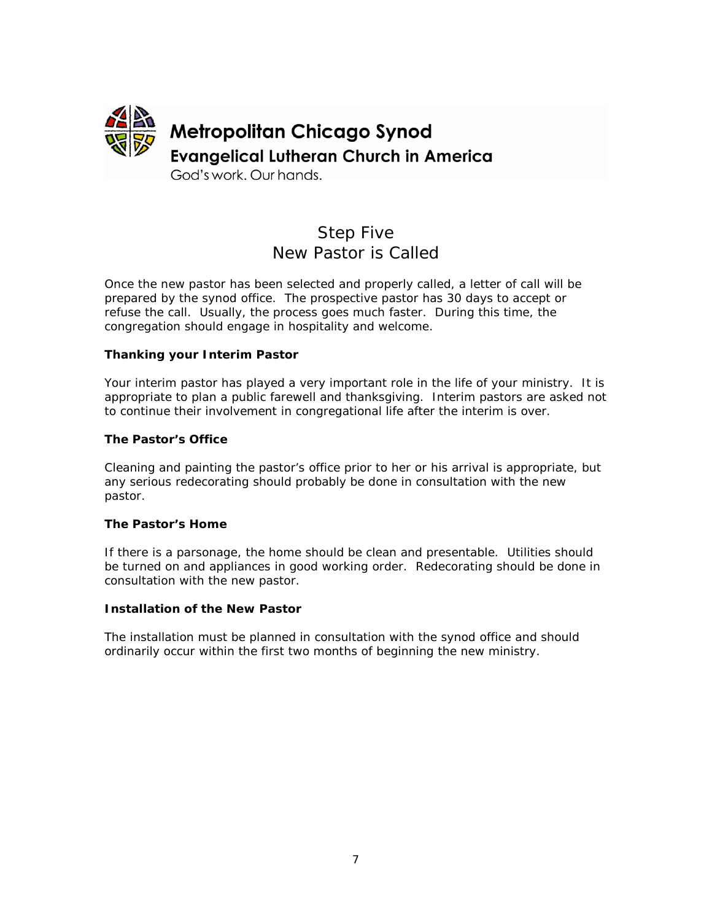**Metropolitan Chicago Synod**
**Evangelical Lutheran Church in America**
God's work. Our hands.

# Step Five
# New Pastor is Called

Once the new pastor has been selected and properly called, a letter of call will be prepared by the synod office. The prospective pastor has 30 days to accept or refuse the call. Usually, the process goes much faster. During this time, the congregation should engage in hospitality and welcome.

### Thanking your Interim Pastor

Your interim pastor has played a very important role in the life of your ministry. It is appropriate to plan a public farewell and thanksgiving. Interim pastors are asked not to continue their involvement in congregational life after the interim is over.

### The Pastor's Office

Cleaning and painting the pastor's office prior to her or his arrival is appropriate, but any serious redecorating should probably be done in consultation with the new pastor.

### The Pastor's Home

If there is a parsonage, the home should be clean and presentable. Utilities should be turned on and appliances in good working order. Redecorating should be done in consultation with the new pastor.

### Installation of the New Pastor

The installation must be planned in consultation with the synod office and should ordinarily occur within the first two months of beginning the new ministry.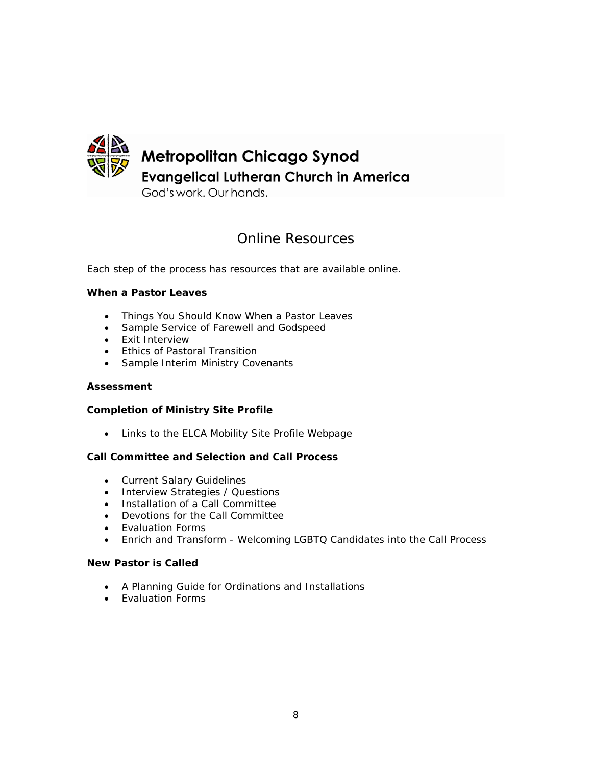Metropolitan Chicago Synod
Evangelical Lutheran Church in America
God's work. Our hands.

# Online Resources

Each step of the process has resources that are available online.

**When a Pastor Leaves**

- Things You Should Know When a Pastor Leaves
- Sample Service of Farewell and Godspeed
- Exit Interview
- Ethics of Pastoral Transition
- Sample Interim Ministry Covenants

**Assessment**

**Completion of Ministry Site Profile**

- Links to the ELCA Mobility Site Profile Webpage

**Call Committee and Selection and Call Process**

- Current Salary Guidelines
- Interview Strategies / Questions
- Installation of a Call Committee
- Devotions for the Call Committee
- Evaluation Forms
- Enrich and Transform - Welcoming LGBTQ Candidates into the Call Process

**New Pastor is Called**

- A Planning Guide for Ordinations and Installations
- Evaluation Forms